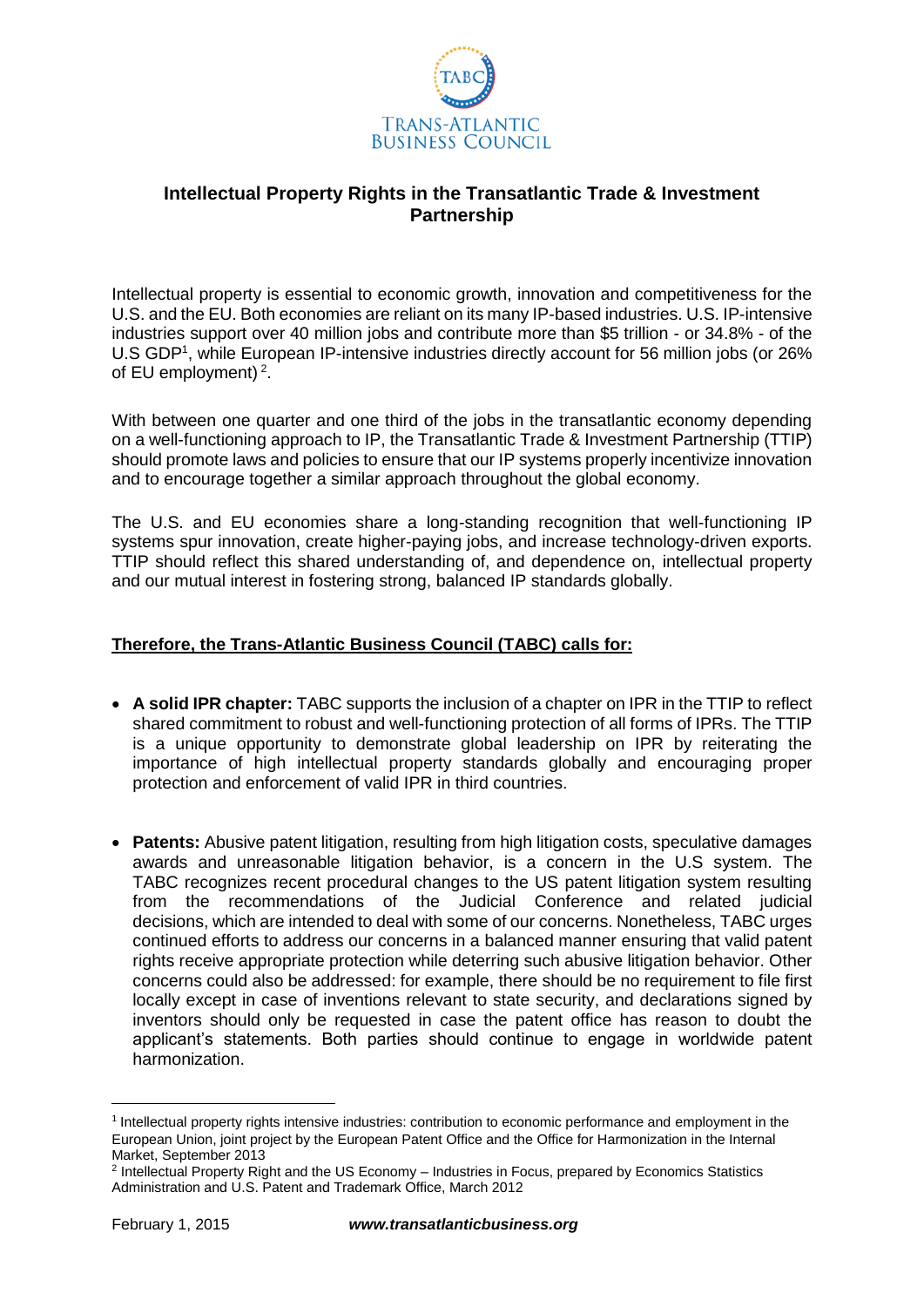TRANS-ATLANTIC BUSINESS COUNCIL

## Intellectual Property Rights in the Transatlantic Trade & Investment Partnership

Intellectual property is essential to economic growth, innovation and competitiveness for the U.S. and the EU. Both economies are reliant on its many IP-based industries. U.S. IP-intensive industries support over 40 million jobs and contribute more than $5 trillion - or 34.8% - of the U.S GDP[1], while European IP-intensive industries directly account for 56 million jobs (or 26% of EU employment) [2].

With between one quarter and one third of the jobs in the transatlantic economy depending on a well-functioning approach to IP, the Transatlantic Trade & Investment Partnership (TTIP) should promote laws and policies to ensure that our IP systems properly incentivize innovation and to encourage together a similar approach throughout the global economy.

The U.S. and EU economies share a long-standing recognition that well-functioning IP systems spur innovation, create higher-paying jobs, and increase technology-driven exports. TTIP should reflect this shared understanding of, and dependence on, intellectual property and our mutual interest in fostering strong, balanced IP standards globally.

**Therefore, the Trans-Atlantic Business Council (TABC) calls for:**

- **A solid IPR chapter:** TABC supports the inclusion of a chapter on IPR in the TTIP to reflect shared commitment to robust and well-functioning protection of all forms of IPRs. The TTIP is a unique opportunity to demonstrate global leadership on IPR by reiterating the importance of high intellectual property standards globally and encouraging proper protection and enforcement of valid IPR in third countries.

- **Patents:** Abusive patent litigation, resulting from high litigation costs, speculative damages awards and unreasonable litigation behavior, is a concern in the U.S system. The TABC recognizes recent procedural changes to the US patent litigation system resulting from the recommendations of the Judicial Conference and related judicial decisions, which are intended to deal with some of our concerns. Nonetheless, TABC urges continued efforts to address our concerns in a balanced manner ensuring that valid patent rights receive appropriate protection while deterring such abusive litigation behavior. Other concerns could also be addressed: for example, there should be no requirement to file first locally except in case of inventions relevant to state security, and declarations signed by inventors should only be requested in case the patent office has reason to doubt the applicant's statements. Both parties should continue to engage in worldwide patent harmonization.

[1] Intellectual property rights intensive industries: contribution to economic performance and employment in the European Union, joint project by the European Patent Office and the Office for Harmonization in the Internal Market, September 2013

[2] Intellectual Property Right and the US Economy – Industries in Focus, prepared by Economics Statistics Administration and U.S. Patent and Trademark Office, March 2012

February 1, 2015 ***www.transatlanticbusiness.org***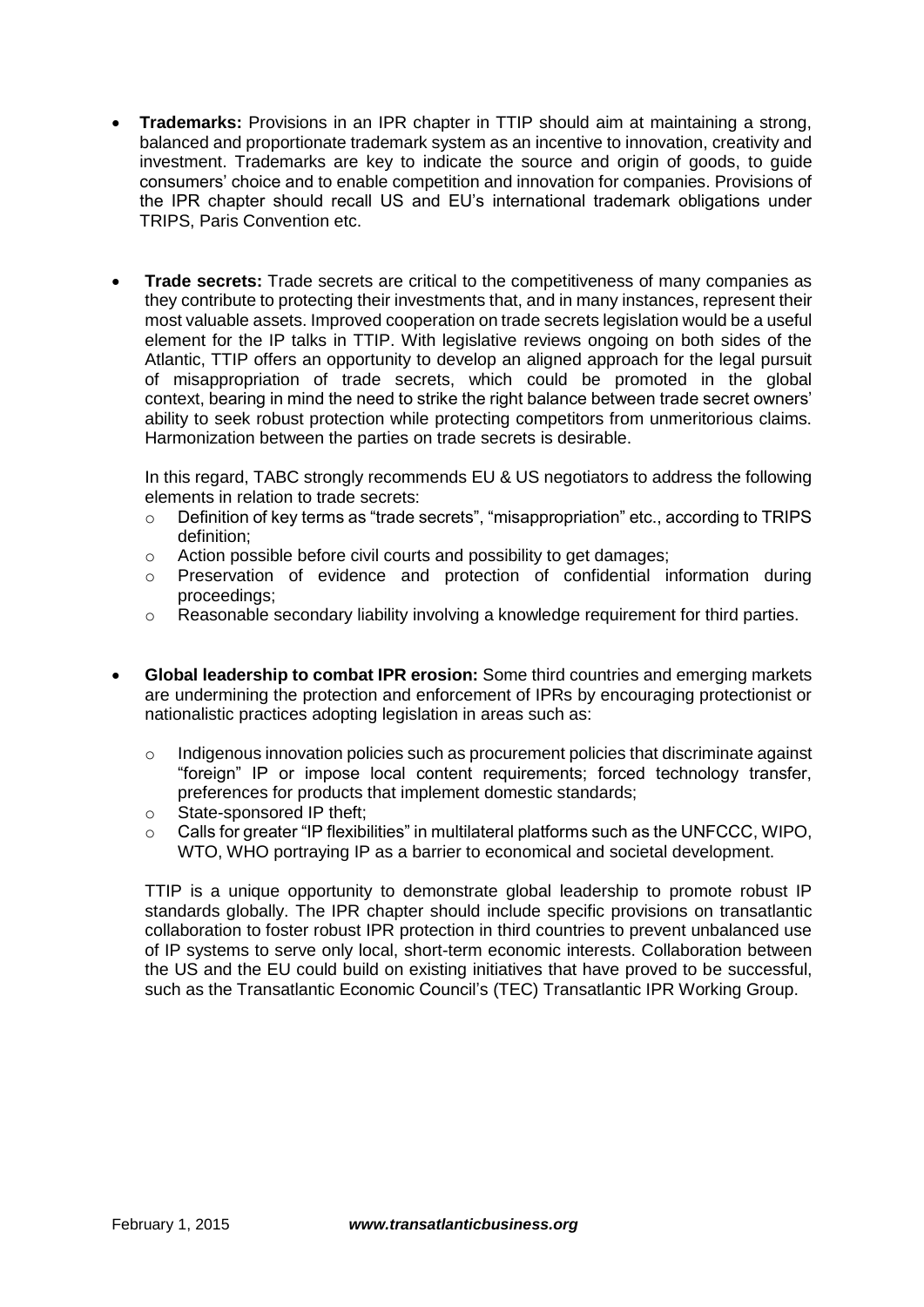- **Trademarks:** Provisions in an IPR chapter in TTIP should aim at maintaining a strong, balanced and proportionate trademark system as an incentive to innovation, creativity and investment. Trademarks are key to indicate the source and origin of goods, to guide consumers' choice and to enable competition and innovation for companies. Provisions of the IPR chapter should recall US and EU's international trademark obligations under TRIPS, Paris Convention etc.

- **Trade secrets:** Trade secrets are critical to the competitiveness of many companies as they contribute to protecting their investments that, and in many instances, represent their most valuable assets. Improved cooperation on trade secrets legislation would be a useful element for the IP talks in TTIP. With legislative reviews ongoing on both sides of the Atlantic, TTIP offers an opportunity to develop an aligned approach for the legal pursuit of misappropriation of trade secrets, which could be promoted in the global context, bearing in mind the need to strike the right balance between trade secret owners' ability to seek robust protection while protecting competitors from unmeritorious claims. Harmonization between the parties on trade secrets is desirable.

  In this regard, TABC strongly recommends EU & US negotiators to address the following elements in relation to trade secrets:
  - Definition of key terms as "trade secrets", "misappropriation" etc., according to TRIPS definition;
  - Action possible before civil courts and possibility to get damages;
  - Preservation of evidence and protection of confidential information during proceedings;
  - Reasonable secondary liability involving a knowledge requirement for third parties.

- **Global leadership to combat IPR erosion:** Some third countries and emerging markets are undermining the protection and enforcement of IPRs by encouraging protectionist or nationalistic practices adopting legislation in areas such as:

  - Indigenous innovation policies such as procurement policies that discriminate against "foreign" IP or impose local content requirements; forced technology transfer, preferences for products that implement domestic standards;
  - State-sponsored IP theft;
  - Calls for greater "IP flexibilities" in multilateral platforms such as the UNFCCC, WIPO, WTO, WHO portraying IP as a barrier to economical and societal development.

  TTIP is a unique opportunity to demonstrate global leadership to promote robust IP standards globally. The IPR chapter should include specific provisions on transatlantic collaboration to foster robust IPR protection in third countries to prevent unbalanced use of IP systems to serve only local, short-term economic interests. Collaboration between the US and the EU could build on existing initiatives that have proved to be successful, such as the Transatlantic Economic Council's (TEC) Transatlantic IPR Working Group.